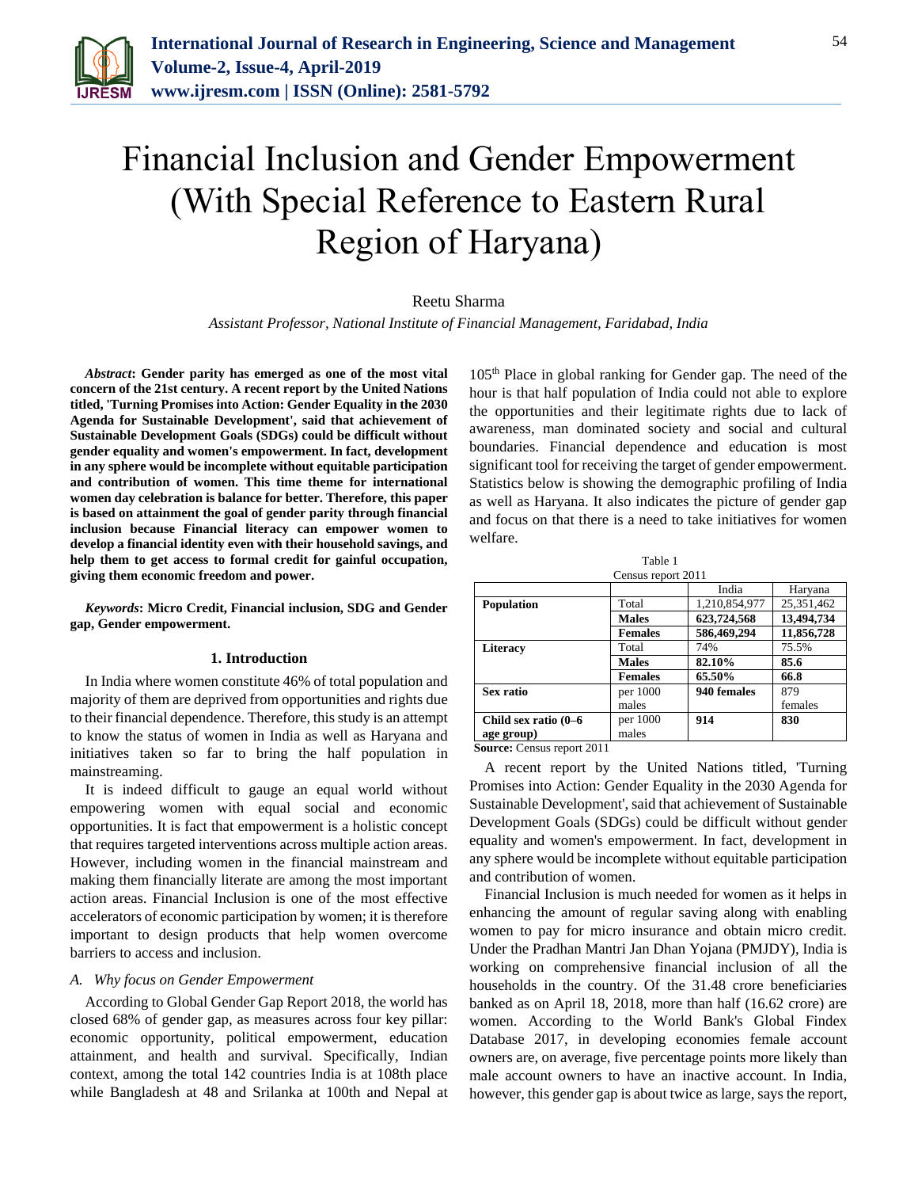# Financial Inclusion and Gender Empowerment (With Special Reference to Eastern Rural Region of Haryana)

Reetu Sharma

*Assistant Professor, National Institute of Financial Management, Faridabad, India*

***Abstract*: Gender parity has emerged as one of the most vital concern of the 21st century. A recent report by the United Nations titled, 'Turning Promises into Action: Gender Equality in the 2030 Agenda for Sustainable Development', said that achievement of Sustainable Development Goals (SDGs) could be difficult without gender equality and women's empowerment. In fact, development in any sphere would be incomplete without equitable participation and contribution of women. This time theme for international women day celebration is balance for better. Therefore, this paper is based on attainment the goal of gender parity through financial inclusion because Financial literacy can empower women to develop a financial identity even with their household savings, and help them to get access to formal credit for gainful occupation, giving them economic freedom and power.**

***Keywords*: Micro Credit, Financial inclusion, SDG and Gender gap, Gender empowerment.**

## 1. Introduction

In India where women constitute 46% of total population and majority of them are deprived from opportunities and rights due to their financial dependence. Therefore, this study is an attempt to know the status of women in India as well as Haryana and initiatives taken so far to bring the half population in mainstreaming.

It is indeed difficult to gauge an equal world without empowering women with equal social and economic opportunities. It is fact that empowerment is a holistic concept that requires targeted interventions across multiple action areas. However, including women in the financial mainstream and making them financially literate are among the most important action areas. Financial Inclusion is one of the most effective accelerators of economic participation by women; it is therefore important to design products that help women overcome barriers to access and inclusion.

### *A. Why focus on Gender Empowerment*

According to Global Gender Gap Report 2018, the world has closed 68% of gender gap, as measures across four key pillar: economic opportunity, political empowerment, education attainment, and health and survival. Specifically, Indian context, among the total 142 countries India is at 108th place while Bangladesh at 48 and Srilanka at 100th and Nepal at 105th Place in global ranking for Gender gap. The need of the hour is that half population of India could not able to explore the opportunities and their legitimate rights due to lack of awareness, man dominated society and social and cultural boundaries. Financial dependence and education is most significant tool for receiving the target of gender empowerment. Statistics below is showing the demographic profiling of India as well as Haryana. It also indicates the picture of gender gap and focus on that there is a need to take initiatives for women welfare.

Table 1
Census report 2011

| | | India | Haryana |
|---|---|---|---|
| **Population** | Total | 1,210,854,977 | 25,351,462 |
| | **Males** | **623,724,568** | **13,494,734** |
| | **Females** | **586,469,294** | **11,856,728** |
| **Literacy** | Total | 74% | 75.5% |
| | **Males** | **82.10%** | **85.6** |
| | **Females** | **65.50%** | **66.8** |
| **Sex ratio** | per 1000 males | **940 females** | 879 females |
| **Child sex ratio (0–6 age group)** | per 1000 males | **914** | **830** |

**Source:** Census report 2011

A recent report by the United Nations titled, 'Turning Promises into Action: Gender Equality in the 2030 Agenda for Sustainable Development', said that achievement of Sustainable Development Goals (SDGs) could be difficult without gender equality and women's empowerment. In fact, development in any sphere would be incomplete without equitable participation and contribution of women.

Financial Inclusion is much needed for women as it helps in enhancing the amount of regular saving along with enabling women to pay for micro insurance and obtain micro credit. Under the Pradhan Mantri Jan Dhan Yojana (PMJDY), India is working on comprehensive financial inclusion of all the households in the country. Of the 31.48 crore beneficiaries banked as on April 18, 2018, more than half (16.62 crore) are women. According to the World Bank's Global Findex Database 2017, in developing economies female account owners are, on average, five percentage points more likely than male account owners to have an inactive account. In India, however, this gender gap is about twice as large, says the report,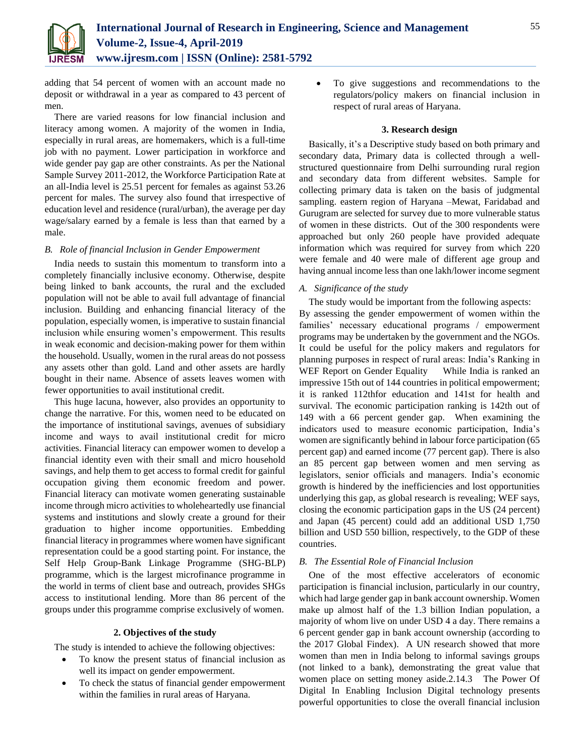adding that 54 percent of women with an account made no deposit or withdrawal in a year as compared to 43 percent of men.

There are varied reasons for low financial inclusion and literacy among women. A majority of the women in India, especially in rural areas, are homemakers, which is a full-time job with no payment. Lower participation in workforce and wide gender pay gap are other constraints. As per the National Sample Survey 2011-2012, the Workforce Participation Rate at an all-India level is 25.51 percent for females as against 53.26 percent for males. The survey also found that irrespective of education level and residence (rural/urban), the average per day wage/salary earned by a female is less than that earned by a male.

### *B. Role of financial Inclusion in Gender Empowerment*

India needs to sustain this momentum to transform into a completely financially inclusive economy. Otherwise, despite being linked to bank accounts, the rural and the excluded population will not be able to avail full advantage of financial inclusion. Building and enhancing financial literacy of the population, especially women, is imperative to sustain financial inclusion while ensuring women's empowerment. This results in weak economic and decision-making power for them within the household. Usually, women in the rural areas do not possess any assets other than gold. Land and other assets are hardly bought in their name. Absence of assets leaves women with fewer opportunities to avail institutional credit.

This huge lacuna, however, also provides an opportunity to change the narrative. For this, women need to be educated on the importance of institutional savings, avenues of subsidiary income and ways to avail institutional credit for micro activities. Financial literacy can empower women to develop a financial identity even with their small and micro household savings, and help them to get access to formal credit for gainful occupation giving them economic freedom and power. Financial literacy can motivate women generating sustainable income through micro activities to wholeheartedly use financial systems and institutions and slowly create a ground for their graduation to higher income opportunities. Embedding financial literacy in programmes where women have significant representation could be a good starting point. For instance, the Self Help Group-Bank Linkage Programme (SHG-BLP) programme, which is the largest microfinance programme in the world in terms of client base and outreach, provides SHGs access to institutional lending. More than 86 percent of the groups under this programme comprise exclusively of women.

## 2. Objectives of the study

The study is intended to achieve the following objectives:

- To know the present status of financial inclusion as well its impact on gender empowerment.
- To check the status of financial gender empowerment within the families in rural areas of Haryana.
- To give suggestions and recommendations to the regulators/policy makers on financial inclusion in respect of rural areas of Haryana.

## 3. Research design

Basically, it's a Descriptive study based on both primary and secondary data, Primary data is collected through a well-structured questionnaire from Delhi surrounding rural region and secondary data from different websites. Sample for collecting primary data is taken on the basis of judgmental sampling. eastern region of Haryana –Mewat, Faridabad and Gurugram are selected for survey due to more vulnerable status of women in these districts. Out of the 300 respondents were approached but only 260 people have provided adequate information which was required for survey from which 220 were female and 40 were male of different age group and having annual income less than one lakh/lower income segment

### *A. Significance of the study*

The study would be important from the following aspects: By assessing the gender empowerment of women within the families' necessary educational programs / empowerment programs may be undertaken by the government and the NGOs. It could be useful for the policy makers and regulators for planning purposes in respect of rural areas: India's Ranking in WEF Report on Gender Equality While India is ranked an impressive 15th out of 144 countries in political empowerment; it is ranked 112thfor education and 141st for health and survival. The economic participation ranking is 142th out of 149 with a 66 percent gender gap. When examining the indicators used to measure economic participation, India's women are significantly behind in labour force participation (65 percent gap) and earned income (77 percent gap). There is also an 85 percent gap between women and men serving as legislators, senior officials and managers. India's economic growth is hindered by the inefficiencies and lost opportunities underlying this gap, as global research is revealing; WEF says, closing the economic participation gaps in the US (24 percent) and Japan (45 percent) could add an additional USD 1,750 billion and USD 550 billion, respectively, to the GDP of these countries.

### *B. The Essential Role of Financial Inclusion*

One of the most effective accelerators of economic participation is financial inclusion, particularly in our country, which had large gender gap in bank account ownership. Women make up almost half of the 1.3 billion Indian population, a majority of whom live on under USD 4 a day. There remains a 6 percent gender gap in bank account ownership (according to the 2017 Global Findex). A UN research showed that more women than men in India belong to informal savings groups (not linked to a bank), demonstrating the great value that women place on setting money aside.2.14.3 The Power Of Digital In Enabling Inclusion Digital technology presents powerful opportunities to close the overall financial inclusion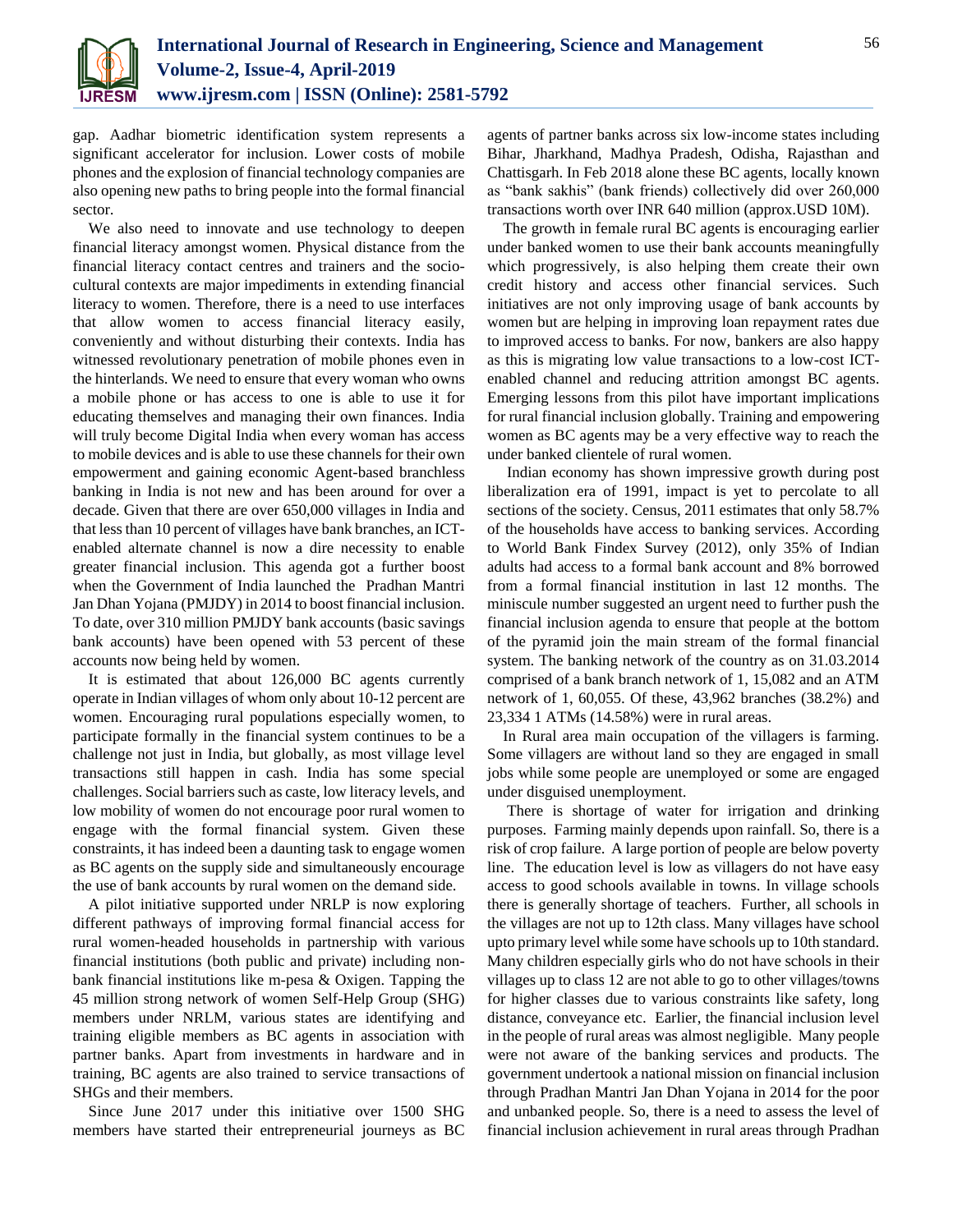gap. Aadhar biometric identification system represents a significant accelerator for inclusion. Lower costs of mobile phones and the explosion of financial technology companies are also opening new paths to bring people into the formal financial sector.

We also need to innovate and use technology to deepen financial literacy amongst women. Physical distance from the financial literacy contact centres and trainers and the socio-cultural contexts are major impediments in extending financial literacy to women. Therefore, there is a need to use interfaces that allow women to access financial literacy easily, conveniently and without disturbing their contexts. India has witnessed revolutionary penetration of mobile phones even in the hinterlands. We need to ensure that every woman who owns a mobile phone or has access to one is able to use it for educating themselves and managing their own finances. India will truly become Digital India when every woman has access to mobile devices and is able to use these channels for their own empowerment and gaining economic Agent-based branchless banking in India is not new and has been around for over a decade. Given that there are over 650,000 villages in India and that less than 10 percent of villages have bank branches, an ICT-enabled alternate channel is now a dire necessity to enable greater financial inclusion. This agenda got a further boost when the Government of India launched the Pradhan Mantri Jan Dhan Yojana (PMJDY) in 2014 to boost financial inclusion. To date, over 310 million PMJDY bank accounts (basic savings bank accounts) have been opened with 53 percent of these accounts now being held by women.

It is estimated that about 126,000 BC agents currently operate in Indian villages of whom only about 10-12 percent are women. Encouraging rural populations especially women, to participate formally in the financial system continues to be a challenge not just in India, but globally, as most village level transactions still happen in cash. India has some special challenges. Social barriers such as caste, low literacy levels, and low mobility of women do not encourage poor rural women to engage with the formal financial system. Given these constraints, it has indeed been a daunting task to engage women as BC agents on the supply side and simultaneously encourage the use of bank accounts by rural women on the demand side.

A pilot initiative supported under NRLP is now exploring different pathways of improving formal financial access for rural women-headed households in partnership with various financial institutions (both public and private) including non-bank financial institutions like m-pesa & Oxigen. Tapping the 45 million strong network of women Self-Help Group (SHG) members under NRLM, various states are identifying and training eligible members as BC agents in association with partner banks. Apart from investments in hardware and in training, BC agents are also trained to service transactions of SHGs and their members.

Since June 2017 under this initiative over 1500 SHG members have started their entrepreneurial journeys as BC agents of partner banks across six low-income states including Bihar, Jharkhand, Madhya Pradesh, Odisha, Rajasthan and Chattisgarh. In Feb 2018 alone these BC agents, locally known as "bank sakhis" (bank friends) collectively did over 260,000 transactions worth over INR 640 million (approx.USD 10M).

The growth in female rural BC agents is encouraging earlier under banked women to use their bank accounts meaningfully which progressively, is also helping them create their own credit history and access other financial services. Such initiatives are not only improving usage of bank accounts by women but are helping in improving loan repayment rates due to improved access to banks. For now, bankers are also happy as this is migrating low value transactions to a low-cost ICT-enabled channel and reducing attrition amongst BC agents. Emerging lessons from this pilot have important implications for rural financial inclusion globally. Training and empowering women as BC agents may be a very effective way to reach the under banked clientele of rural women.

Indian economy has shown impressive growth during post liberalization era of 1991, impact is yet to percolate to all sections of the society. Census, 2011 estimates that only 58.7% of the households have access to banking services. According to World Bank Findex Survey (2012), only 35% of Indian adults had access to a formal bank account and 8% borrowed from a formal financial institution in last 12 months. The miniscule number suggested an urgent need to further push the financial inclusion agenda to ensure that people at the bottom of the pyramid join the main stream of the formal financial system. The banking network of the country as on 31.03.2014 comprised of a bank branch network of 1, 15,082 and an ATM network of 1, 60,055. Of these, 43,962 branches (38.2%) and 23,334 1 ATMs (14.58%) were in rural areas.

In Rural area main occupation of the villagers is farming. Some villagers are without land so they are engaged in small jobs while some people are unemployed or some are engaged under disguised unemployment.

There is shortage of water for irrigation and drinking purposes. Farming mainly depends upon rainfall. So, there is a risk of crop failure. A large portion of people are below poverty line. The education level is low as villagers do not have easy access to good schools available in towns. In village schools there is generally shortage of teachers. Further, all schools in the villages are not up to 12th class. Many villages have school upto primary level while some have schools up to 10th standard. Many children especially girls who do not have schools in their villages up to class 12 are not able to go to other villages/towns for higher classes due to various constraints like safety, long distance, conveyance etc. Earlier, the financial inclusion level in the people of rural areas was almost negligible. Many people were not aware of the banking services and products. The government undertook a national mission on financial inclusion through Pradhan Mantri Jan Dhan Yojana in 2014 for the poor and unbanked people. So, there is a need to assess the level of financial inclusion achievement in rural areas through Pradhan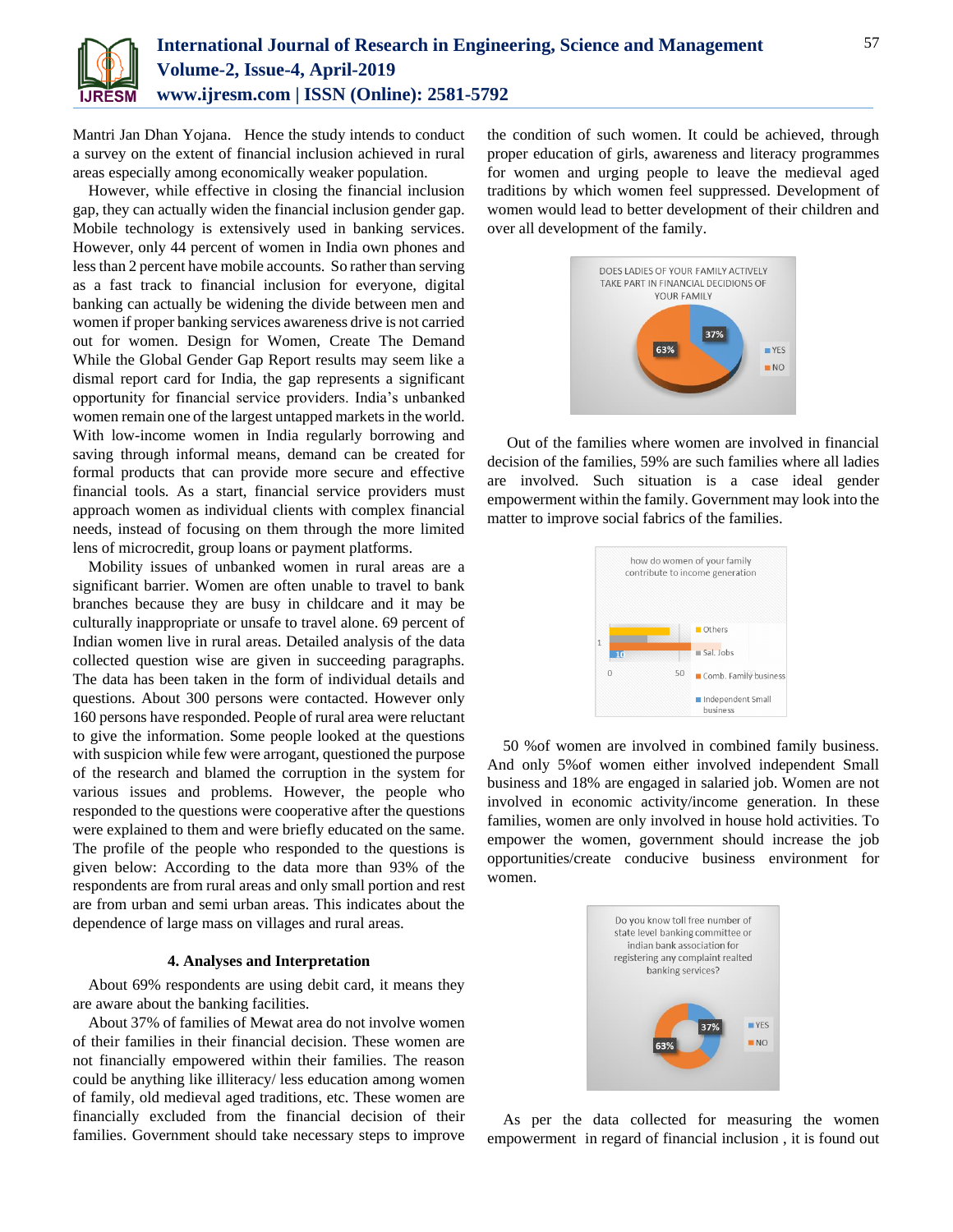Mantri Jan Dhan Yojana. Hence the study intends to conduct a survey on the extent of financial inclusion achieved in rural areas especially among economically weaker population.

However, while effective in closing the financial inclusion gap, they can actually widen the financial inclusion gender gap. Mobile technology is extensively used in banking services. However, only 44 percent of women in India own phones and less than 2 percent have mobile accounts. So rather than serving as a fast track to financial inclusion for everyone, digital banking can actually be widening the divide between men and women if proper banking services awareness drive is not carried out for women. Design for Women, Create The Demand While the Global Gender Gap Report results may seem like a dismal report card for India, the gap represents a significant opportunity for financial service providers. India's unbanked women remain one of the largest untapped markets in the world. With low-income women in India regularly borrowing and saving through informal means, demand can be created for formal products that can provide more secure and effective financial tools. As a start, financial service providers must approach women as individual clients with complex financial needs, instead of focusing on them through the more limited lens of microcredit, group loans or payment platforms.

Mobility issues of unbanked women in rural areas are a significant barrier. Women are often unable to travel to bank branches because they are busy in childcare and it may be culturally inappropriate or unsafe to travel alone. 69 percent of Indian women live in rural areas. Detailed analysis of the data collected question wise are given in succeeding paragraphs. The data has been taken in the form of individual details and questions. About 300 persons were contacted. However only 160 persons have responded. People of rural area were reluctant to give the information. Some people looked at the questions with suspicion while few were arrogant, questioned the purpose of the research and blamed the corruption in the system for various issues and problems. However, the people who responded to the questions were cooperative after the questions were explained to them and were briefly educated on the same. The profile of the people who responded to the questions is given below: According to the data more than 93% of the respondents are from rural areas and only small portion and rest are from urban and semi urban areas. This indicates about the dependence of large mass on villages and rural areas.

## 4. Analyses and Interpretation

About 69% respondents are using debit card, it means they are aware about the banking facilities.

About 37% of families of Mewat area do not involve women of their families in their financial decision. These women are not financially empowered within their families. The reason could be anything like illiteracy/ less education among women of family, old medieval aged traditions, etc. These women are financially excluded from the financial decision of their families. Government should take necessary steps to improve the condition of such women. It could be achieved, through proper education of girls, awareness and literacy programmes for women and urging people to leave the medieval aged traditions by which women feel suppressed. Development of women would lead to better development of their children and over all development of the family.

Out of the families where women are involved in financial decision of the families, 59% are such families where all ladies are involved. Such situation is a case ideal gender empowerment within the family. Government may look into the matter to improve social fabrics of the families.

50 %of women are involved in combined family business. And only 5%of women either involved independent Small business and 18% are engaged in salaried job. Women are not involved in economic activity/income generation. In these families, women are only involved in house hold activities. To empower the women, government should increase the job opportunities/create conducive business environment for women.

As per the data collected for measuring the women empowerment in regard of financial inclusion , it is found out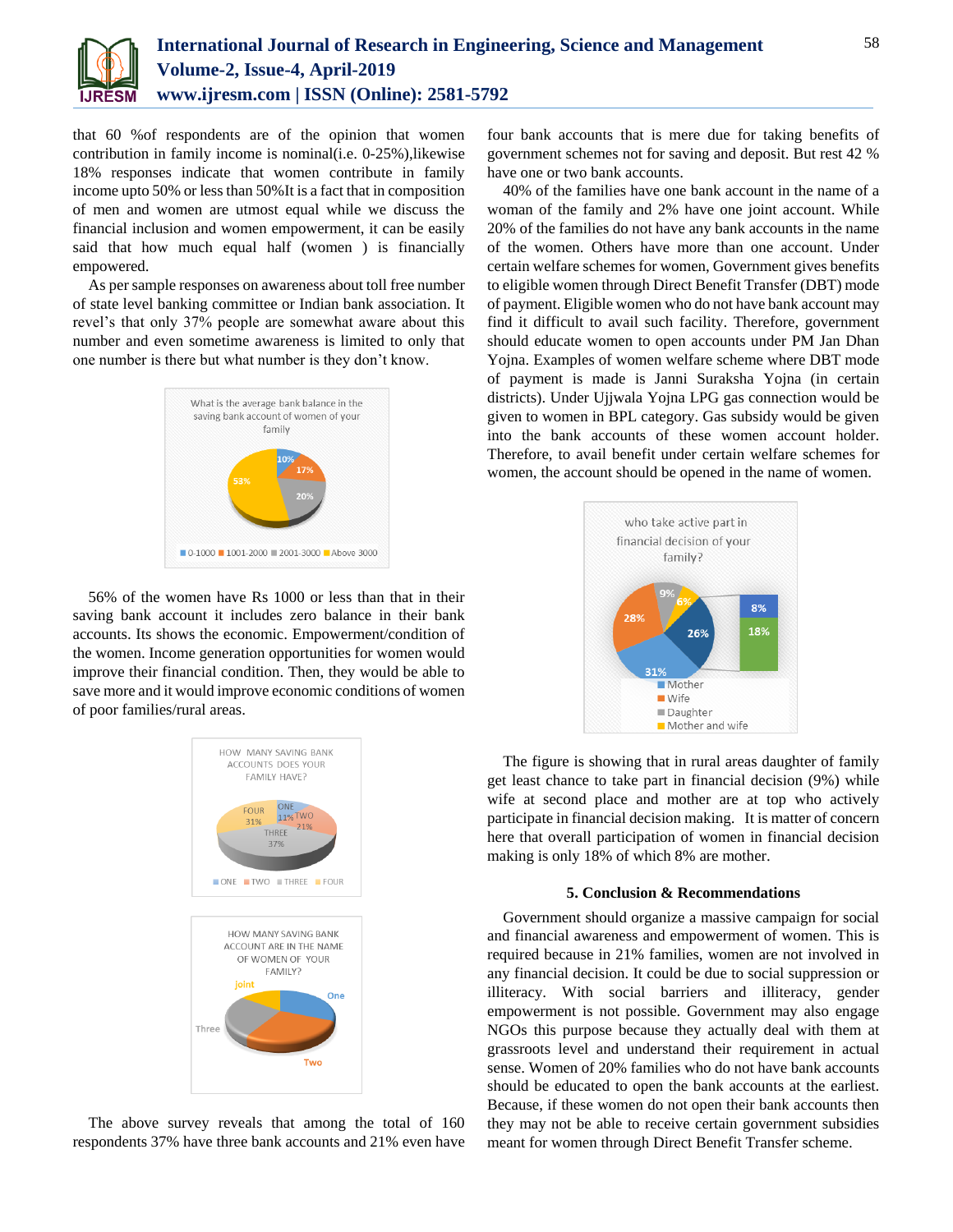that 60 %of respondents are of the opinion that women contribution in family income is nominal(i.e. 0-25%),likewise 18% responses indicate that women contribute in family income upto 50% or less than 50%It is a fact that in composition of men and women are utmost equal while we discuss the financial inclusion and women empowerment, it can be easily said that how much equal half (women ) is financially empowered.

As per sample responses on awareness about toll free number of state level banking committee or Indian bank association. It revel's that only 37% people are somewhat aware about this number and even sometime awareness is limited to only that one number is there but what number is they don't know.

56% of the women have Rs 1000 or less than that in their saving bank account it includes zero balance in their bank accounts. Its shows the economic. Empowerment/condition of the women. Income generation opportunities for women would improve their financial condition. Then, they would be able to save more and it would improve economic conditions of women of poor families/rural areas.

The above survey reveals that among the total of 160 respondents 37% have three bank accounts and 21% even have four bank accounts that is mere due for taking benefits of government schemes not for saving and deposit. But rest 42 % have one or two bank accounts.

40% of the families have one bank account in the name of a woman of the family and 2% have one joint account. While 20% of the families do not have any bank accounts in the name of the women. Others have more than one account. Under certain welfare schemes for women, Government gives benefits to eligible women through Direct Benefit Transfer (DBT) mode of payment. Eligible women who do not have bank account may find it difficult to avail such facility. Therefore, government should educate women to open accounts under PM Jan Dhan Yojna. Examples of women welfare scheme where DBT mode of payment is made is Janni Suraksha Yojna (in certain districts). Under Ujjwala Yojna LPG gas connection would be given to women in BPL category. Gas subsidy would be given into the bank accounts of these women account holder. Therefore, to avail benefit under certain welfare schemes for women, the account should be opened in the name of women.

The figure is showing that in rural areas daughter of family get least chance to take part in financial decision (9%) while wife at second place and mother are at top who actively participate in financial decision making. It is matter of concern here that overall participation of women in financial decision making is only 18% of which 8% are mother.

### 5. Conclusion & Recommendations

Government should organize a massive campaign for social and financial awareness and empowerment of women. This is required because in 21% families, women are not involved in any financial decision. It could be due to social suppression or illiteracy. With social barriers and illiteracy, gender empowerment is not possible. Government may also engage NGOs this purpose because they actually deal with them at grassroots level and understand their requirement in actual sense. Women of 20% families who do not have bank accounts should be educated to open the bank accounts at the earliest. Because, if these women do not open their bank accounts then they may not be able to receive certain government subsidies meant for women through Direct Benefit Transfer scheme.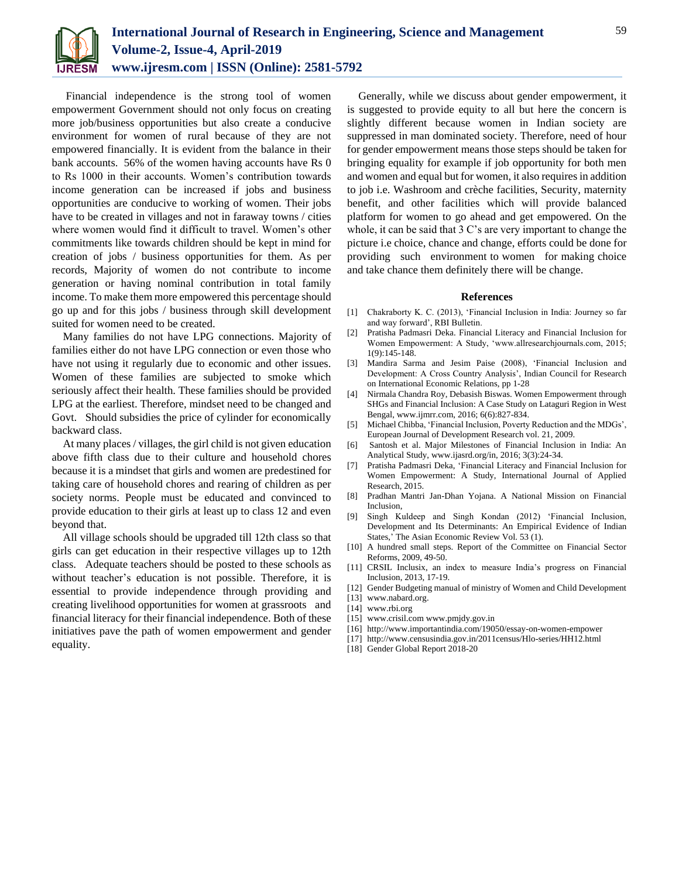Financial independence is the strong tool of women empowerment Government should not only focus on creating more job/business opportunities but also create a conducive environment for women of rural because of they are not empowered financially. It is evident from the balance in their bank accounts. 56% of the women having accounts have Rs 0 to Rs 1000 in their accounts. Women's contribution towards income generation can be increased if jobs and business opportunities are conducive to working of women. Their jobs have to be created in villages and not in faraway towns / cities where women would find it difficult to travel. Women's other commitments like towards children should be kept in mind for creation of jobs / business opportunities for them. As per records, Majority of women do not contribute to income generation or having nominal contribution in total family income. To make them more empowered this percentage should go up and for this jobs / business through skill development suited for women need to be created.

Many families do not have LPG connections. Majority of families either do not have LPG connection or even those who have not using it regularly due to economic and other issues. Women of these families are subjected to smoke which seriously affect their health. These families should be provided LPG at the earliest. Therefore, mindset need to be changed and Govt. Should subsidies the price of cylinder for economically backward class.

At many places / villages, the girl child is not given education above fifth class due to their culture and household chores because it is a mindset that girls and women are predestined for taking care of household chores and rearing of children as per society norms. People must be educated and convinced to provide education to their girls at least up to class 12 and even beyond that.

All village schools should be upgraded till 12th class so that girls can get education in their respective villages up to 12th class. Adequate teachers should be posted to these schools as without teacher's education is not possible. Therefore, it is essential to provide independence through providing and creating livelihood opportunities for women at grassroots and financial literacy for their financial independence. Both of these initiatives pave the path of women empowerment and gender equality.

Generally, while we discuss about gender empowerment, it is suggested to provide equity to all but here the concern is slightly different because women in Indian society are suppressed in man dominated society. Therefore, need of hour for gender empowerment means those steps should be taken for bringing equality for example if job opportunity for both men and women and equal but for women, it also requires in addition to job i.e. Washroom and crèche facilities, Security, maternity benefit, and other facilities which will provide balanced platform for women to go ahead and get empowered. On the whole, it can be said that 3 C's are very important to change the picture i.e choice, chance and change, efforts could be done for providing such environment to women for making choice and take chance them definitely there will be change.

## References

[1] Chakraborty K. C. (2013), 'Financial Inclusion in India: Journey so far and way forward', RBI Bulletin.

[2] Pratisha Padmasri Deka. Financial Literacy and Financial Inclusion for Women Empowerment: A Study, 'www.allresearchjournals.com, 2015; 1(9):145-148.

[3] Mandira Sarma and Jesim Paise (2008), 'Financial Inclusion and Development: A Cross Country Analysis', Indian Council for Research on International Economic Relations, pp 1-28

[4] Nirmala Chandra Roy, Debasish Biswas. Women Empowerment through SHGs and Financial Inclusion: A Case Study on Lataguri Region in West Bengal, www.ijmrr.com, 2016; 6(6):827-834.

[5] Michael Chibba, 'Financial Inclusion, Poverty Reduction and the MDGs', European Journal of Development Research vol. 21, 2009.

[6] Santosh et al. Major Milestones of Financial Inclusion in India: An Analytical Study, www.ijasrd.org/in, 2016; 3(3):24-34.

[7] Pratisha Padmasri Deka, 'Financial Literacy and Financial Inclusion for Women Empowerment: A Study, International Journal of Applied Research, 2015.

[8] Pradhan Mantri Jan-Dhan Yojana. A National Mission on Financial Inclusion,

[9] Singh Kuldeep and Singh Kondan (2012) 'Financial Inclusion, Development and Its Determinants: An Empirical Evidence of Indian States,' The Asian Economic Review Vol. 53 (1).

[10] A hundred small steps. Report of the Committee on Financial Sector Reforms, 2009, 49-50.

[11] CRSIL Inclusix, an index to measure India's progress on Financial Inclusion, 2013, 17-19.

[12] Gender Budgeting manual of ministry of Women and Child Development

[13] www.nabard.org.

[14] www.rbi.org

[15] www.crisil.com www.pmjdy.gov.in

[16] http://www.importantindia.com/19050/essay-on-women-empower

[17] http://www.censusindia.gov.in/2011census/Hlo-series/HH12.html

[18] Gender Global Report 2018-20